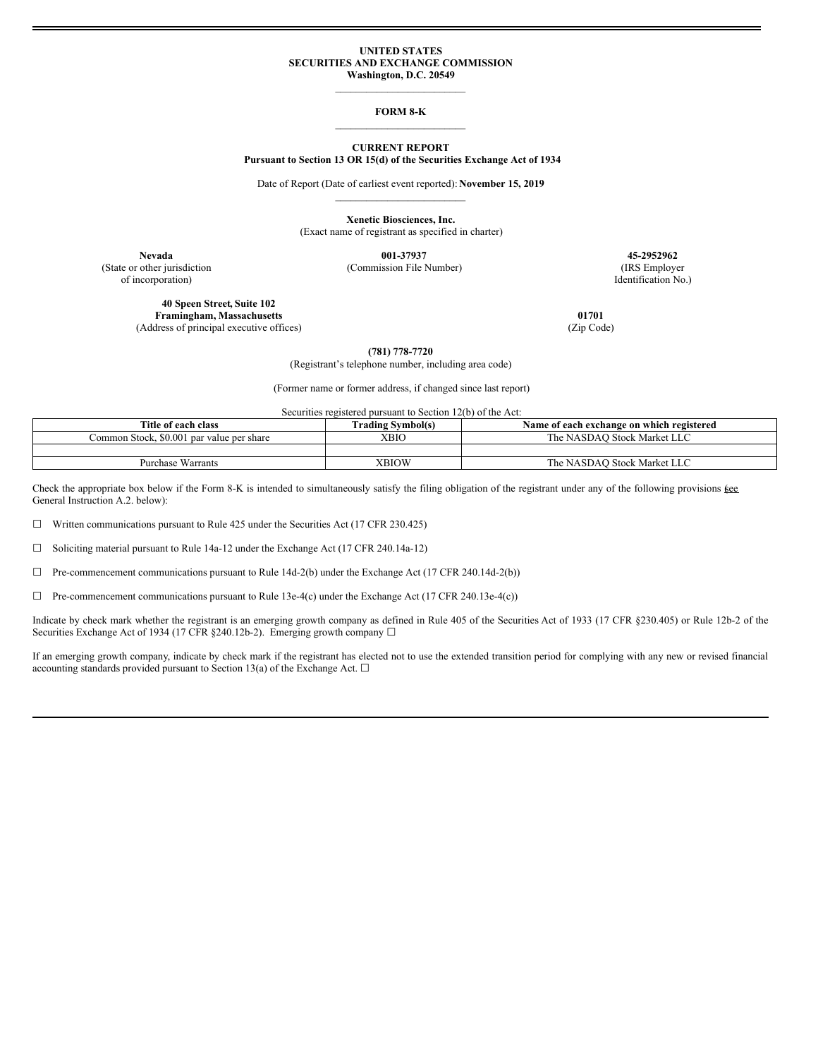**UNITED STATES**
**SECURITIES AND EXCHANGE COMMISSION**
**Washington, D.C. 20549**

---

**FORM 8-K**

---

**CURRENT REPORT**
**Pursuant to Section 13 OR 15(d) of the Securities Exchange Act of 1934**

Date of Report (Date of earliest event reported): **November 15, 2019**

---

**Xenetic Biosciences, Inc.**
(Exact name of registrant as specified in charter)

| **Nevada** | **001-37937** | **45-2952962** |
|---|---|---|
| (State or other jurisdiction of incorporation) | (Commission File Number) | (IRS Employer Identification No.) |

| **40 Speen Street, Suite 102** **Framingham, Massachusetts** | **01701** |
|---|---|
| (Address of principal executive offices) | (Zip Code) |

**(781) 778-7720**
(Registrant's telephone number, including area code)

(Former name or former address, if changed since last report)

Securities registered pursuant to Section 12(b) of the Act:

| Title of each class | Trading Symbol(s) | Name of each exchange on which registered |
|---|---|---|
| Common Stock, $0.001 par value per share | XBIO | The NASDAQ Stock Market LLC |
| | | |
| Purchase Warrants | XBIOW | The NASDAQ Stock Market LLC |

Check the appropriate box below if the Form 8-K is intended to simultaneously satisfy the filing obligation of the registrant under any of the following provisions (see General Instruction A.2. below):

☐ Written communications pursuant to Rule 425 under the Securities Act (17 CFR 230.425)

☐ Soliciting material pursuant to Rule 14a-12 under the Exchange Act (17 CFR 240.14a-12)

☐ Pre-commencement communications pursuant to Rule 14d-2(b) under the Exchange Act (17 CFR 240.14d-2(b))

☐ Pre-commencement communications pursuant to Rule 13e-4(c) under the Exchange Act (17 CFR 240.13e-4(c))

Indicate by check mark whether the registrant is an emerging growth company as defined in Rule 405 of the Securities Act of 1933 (17 CFR §230.405) or Rule 12b-2 of the Securities Exchange Act of 1934 (17 CFR §240.12b-2). Emerging growth company ☐

If an emerging growth company, indicate by check mark if the registrant has elected not to use the extended transition period for complying with any new or revised financial accounting standards provided pursuant to Section 13(a) of the Exchange Act. ☐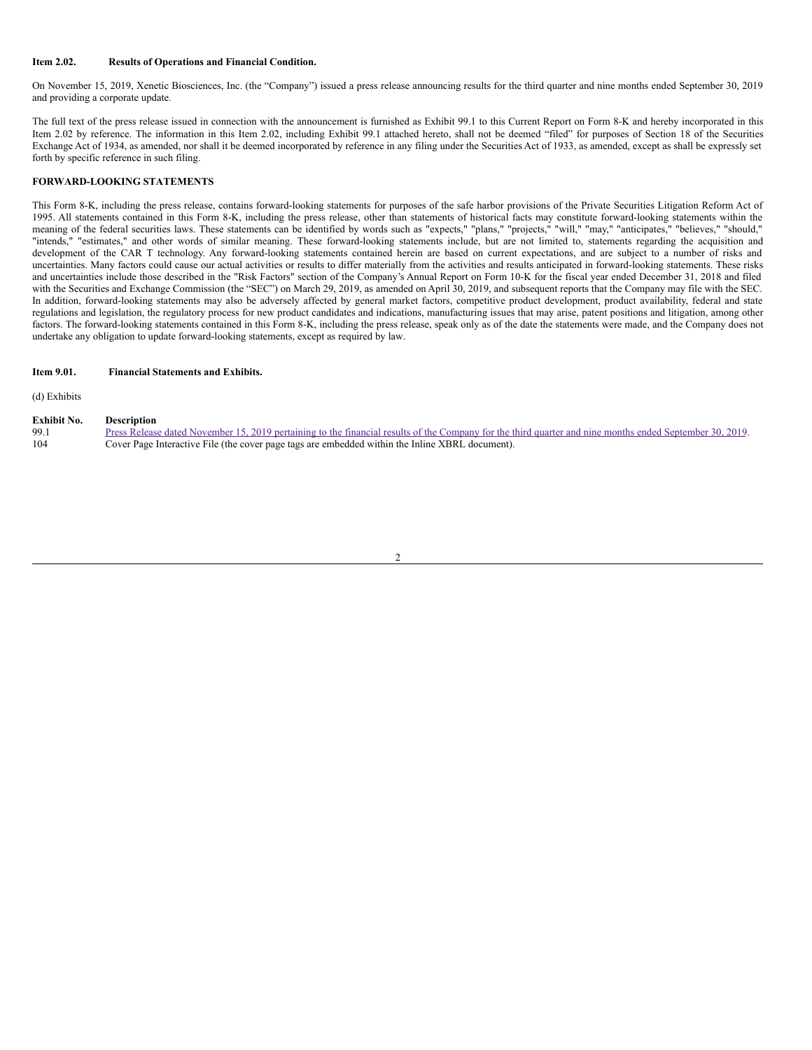**Item 2.02. Results of Operations and Financial Condition.**

On November 15, 2019, Xenetic Biosciences, Inc. (the "Company") issued a press release announcing results for the third quarter and nine months ended September 30, 2019 and providing a corporate update.

The full text of the press release issued in connection with the announcement is furnished as Exhibit 99.1 to this Current Report on Form 8-K and hereby incorporated in this Item 2.02 by reference. The information in this Item 2.02, including Exhibit 99.1 attached hereto, shall not be deemed "filed" for purposes of Section 18 of the Securities Exchange Act of 1934, as amended, nor shall it be deemed incorporated by reference in any filing under the Securities Act of 1933, as amended, except as shall be expressly set forth by specific reference in such filing.

**FORWARD-LOOKING STATEMENTS**

This Form 8-K, including the press release, contains forward-looking statements for purposes of the safe harbor provisions of the Private Securities Litigation Reform Act of 1995. All statements contained in this Form 8-K, including the press release, other than statements of historical facts may constitute forward-looking statements within the meaning of the federal securities laws. These statements can be identified by words such as "expects," "plans," "projects," "will," "may," "anticipates," "believes," "should," "intends," "estimates," and other words of similar meaning. These forward-looking statements include, but are not limited to, statements regarding the acquisition and development of the CAR T technology. Any forward-looking statements contained herein are based on current expectations, and are subject to a number of risks and uncertainties. Many factors could cause our actual activities or results to differ materially from the activities and results anticipated in forward-looking statements. These risks and uncertainties include those described in the "Risk Factors" section of the Company's Annual Report on Form 10-K for the fiscal year ended December 31, 2018 and filed with the Securities and Exchange Commission (the "SEC") on March 29, 2019, as amended on April 30, 2019, and subsequent reports that the Company may file with the SEC. In addition, forward-looking statements may also be adversely affected by general market factors, competitive product development, product availability, federal and state regulations and legislation, the regulatory process for new product candidates and indications, manufacturing issues that may arise, patent positions and litigation, among other factors. The forward-looking statements contained in this Form 8-K, including the press release, speak only as of the date the statements were made, and the Company does not undertake any obligation to update forward-looking statements, except as required by law.

**Item 9.01. Financial Statements and Exhibits.**

(d) Exhibits

| Exhibit No. | Description |
|---|---|
| 99.1 | Press Release dated November 15, 2019 pertaining to the financial results of the Company for the third quarter and nine months ended September 30, 2019. |
| 104 | Cover Page Interactive File (the cover page tags are embedded within the Inline XBRL document). |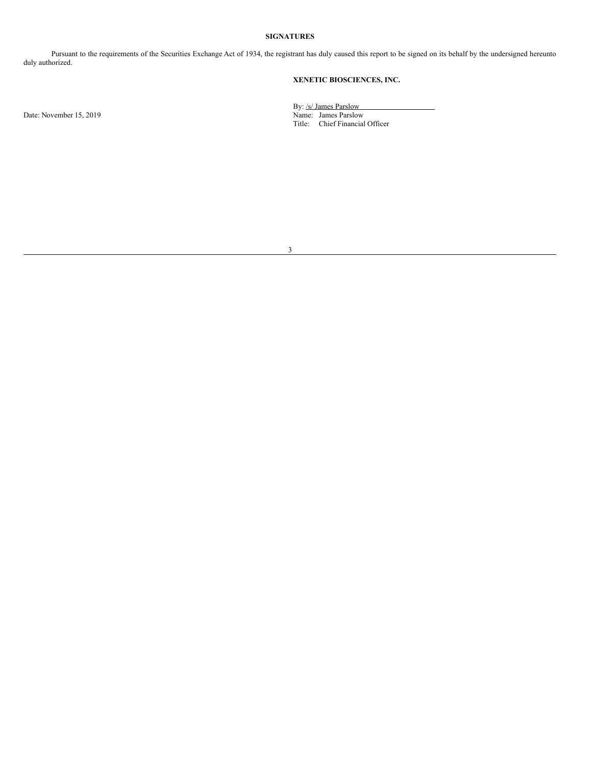**SIGNATURES**

Pursuant to the requirements of the Securities Exchange Act of 1934, the registrant has duly caused this report to be signed on its behalf by the undersigned hereunto duly authorized.

**XENETIC BIOSCIENCES, INC.**

Date: November 15, 2019

By: /s/ James Parslow
Name: James Parslow
Title: Chief Financial Officer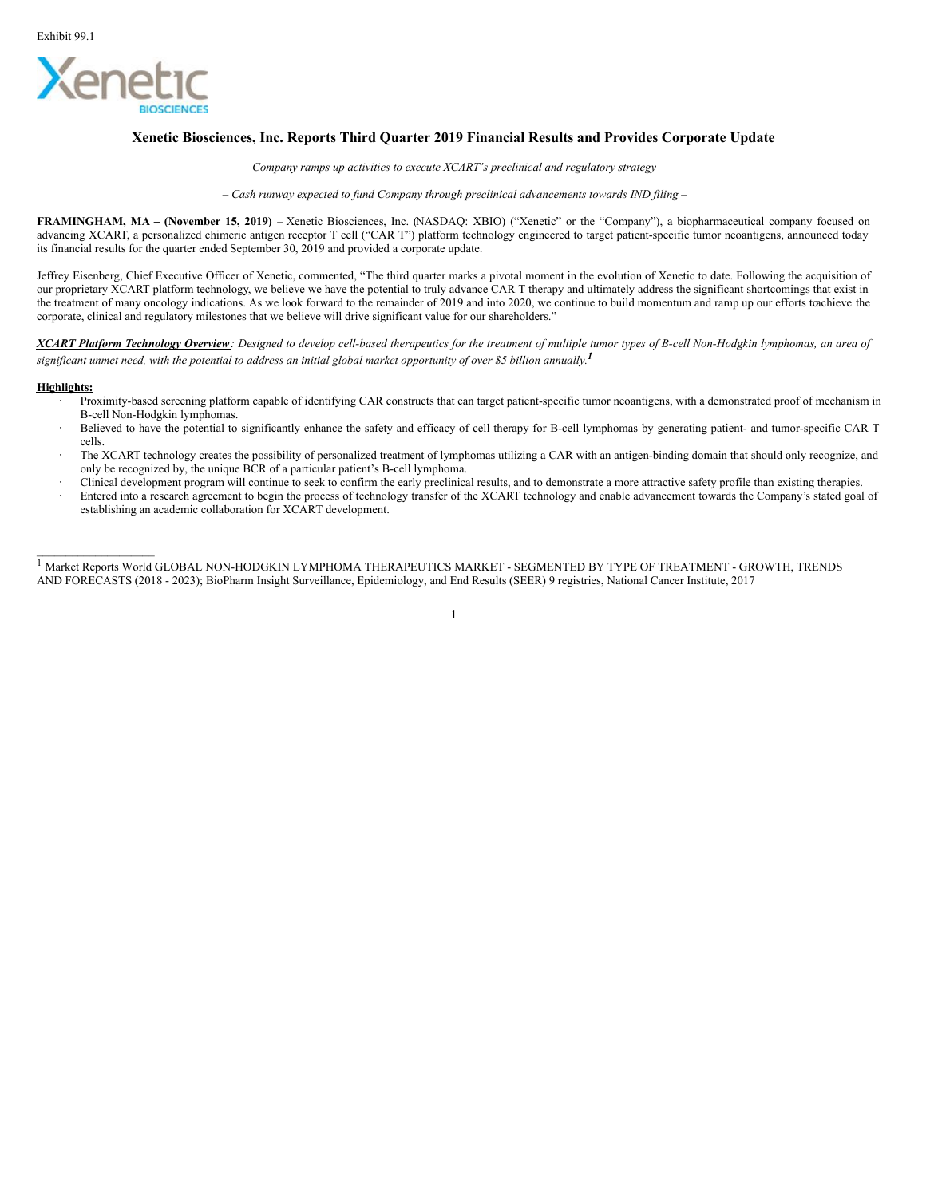Exhibit 99.1

# Xenetic Biosciences, Inc. Reports Third Quarter 2019 Financial Results and Provides Corporate Update

*– Company ramps up activities to execute XCART's preclinical and regulatory strategy –*

*– Cash runway expected to fund Company through preclinical advancements towards IND filing –*

**FRAMINGHAM, MA – (November 15, 2019)** – Xenetic Biosciences, Inc. (NASDAQ: XBIO) ("Xenetic" or the "Company"), a biopharmaceutical company focused on advancing XCART, a personalized chimeric antigen receptor T cell ("CAR T") platform technology engineered to target patient-specific tumor neoantigens, announced today its financial results for the quarter ended September 30, 2019 and provided a corporate update.

Jeffrey Eisenberg, Chief Executive Officer of Xenetic, commented, "The third quarter marks a pivotal moment in the evolution of Xenetic to date. Following the acquisition of our proprietary XCART platform technology, we believe we have the potential to truly advance CAR T therapy and ultimately address the significant shortcomings that exist in the treatment of many oncology indications. As we look forward to the remainder of 2019 and into 2020, we continue to build momentum and ramp up our efforts to achieve the corporate, clinical and regulatory milestones that we believe will drive significant value for our shareholders."

***XCART Platform Technology Overview****: Designed to develop cell-based therapeutics for the treatment of multiple tumor types of B-cell Non-Hodgkin lymphomas, an area of significant unmet need, with the potential to address an initial global market opportunity of over $5 billion annually.*[1]

**Highlights:**

- Proximity-based screening platform capable of identifying CAR constructs that can target patient-specific tumor neoantigens, with a demonstrated proof of mechanism in B-cell Non-Hodgkin lymphomas.
- Believed to have the potential to significantly enhance the safety and efficacy of cell therapy for B-cell lymphomas by generating patient- and tumor-specific CAR T cells.
- The XCART technology creates the possibility of personalized treatment of lymphomas utilizing a CAR with an antigen-binding domain that should only recognize, and only be recognized by, the unique BCR of a particular patient's B-cell lymphoma.
- Clinical development program will continue to seek to confirm the early preclinical results, and to demonstrate a more attractive safety profile than existing therapies.
- Entered into a research agreement to begin the process of technology transfer of the XCART technology and enable advancement towards the Company's stated goal of establishing an academic collaboration for XCART development.

---

[1] Market Reports World GLOBAL NON-HODGKIN LYMPHOMA THERAPEUTICS MARKET - SEGMENTED BY TYPE OF TREATMENT - GROWTH, TRENDS AND FORECASTS (2018 - 2023); BioPharm Insight Surveillance, Epidemiology, and End Results (SEER) 9 registries, National Cancer Institute, 2017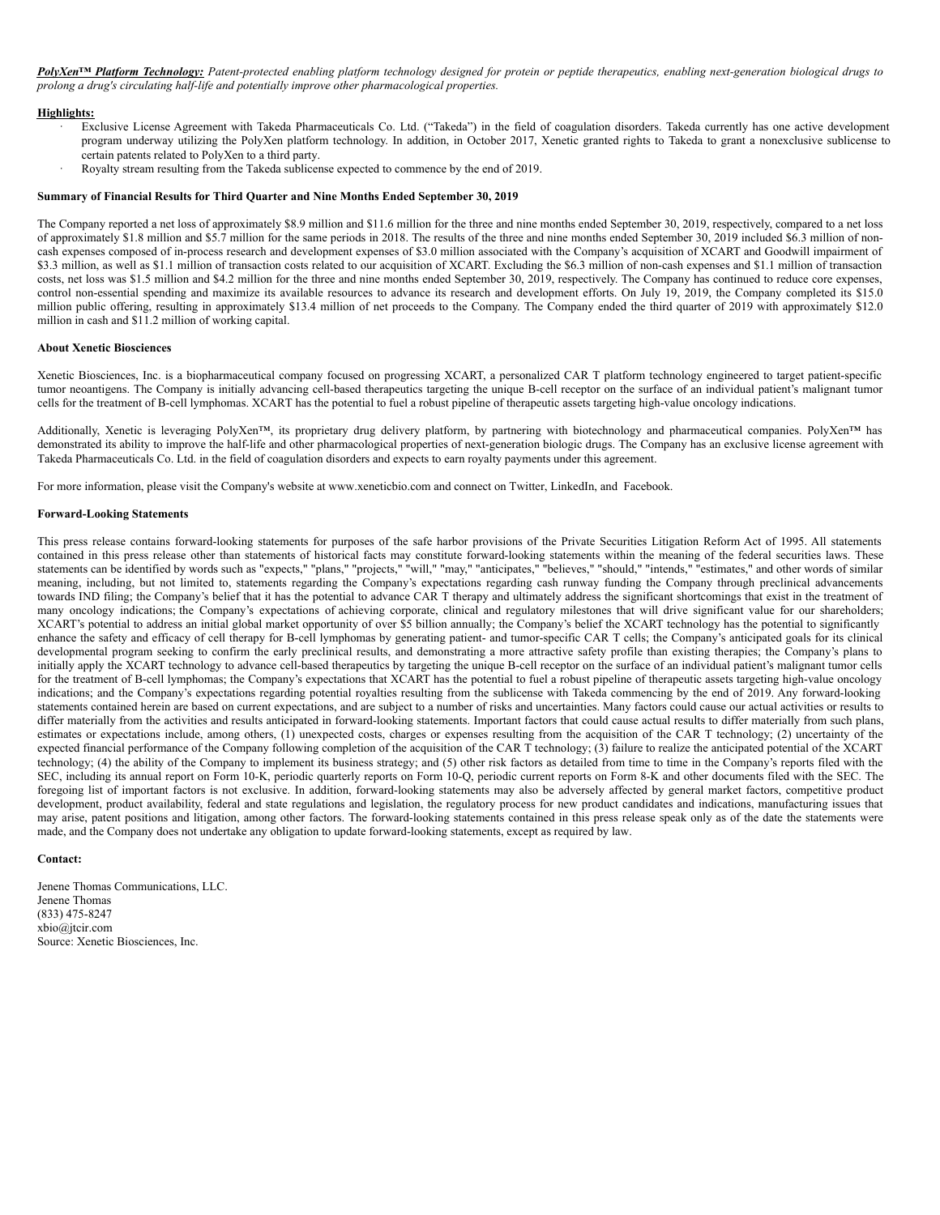***PolyXen™ Platform Technology:*** *Patent-protected enabling platform technology designed for protein or peptide therapeutics, enabling next-generation biological drugs to prolong a drug's circulating half-life and potentially improve other pharmacological properties.*

**Highlights:**

- Exclusive License Agreement with Takeda Pharmaceuticals Co. Ltd. ("Takeda") in the field of coagulation disorders. Takeda currently has one active development program underway utilizing the PolyXen platform technology. In addition, in October 2017, Xenetic granted rights to Takeda to grant a nonexclusive sublicense to certain patents related to PolyXen to a third party.
- Royalty stream resulting from the Takeda sublicense expected to commence by the end of 2019.

**Summary of Financial Results for Third Quarter and Nine Months Ended September 30, 2019**

The Company reported a net loss of approximately $8.9 million and $11.6 million for the three and nine months ended September 30, 2019, respectively, compared to a net loss of approximately $1.8 million and $5.7 million for the same periods in 2018. The results of the three and nine months ended September 30, 2019 included $6.3 million of non-cash expenses composed of in-process research and development expenses of $3.0 million associated with the Company's acquisition of XCART and Goodwill impairment of $3.3 million, as well as $1.1 million of transaction costs related to our acquisition of XCART. Excluding the $6.3 million of non-cash expenses and $1.1 million of transaction costs, net loss was $1.5 million and $4.2 million for the three and nine months ended September 30, 2019, respectively. The Company has continued to reduce core expenses, control non-essential spending and maximize its available resources to advance its research and development efforts. On July 19, 2019, the Company completed its $15.0 million public offering, resulting in approximately $13.4 million of net proceeds to the Company. The Company ended the third quarter of 2019 with approximately $12.0 million in cash and $11.2 million of working capital.

**About Xenetic Biosciences**

Xenetic Biosciences, Inc. is a biopharmaceutical company focused on progressing XCART, a personalized CAR T platform technology engineered to target patient-specific tumor neoantigens. The Company is initially advancing cell-based therapeutics targeting the unique B-cell receptor on the surface of an individual patient's malignant tumor cells for the treatment of B-cell lymphomas. XCART has the potential to fuel a robust pipeline of therapeutic assets targeting high-value oncology indications.

Additionally, Xenetic is leveraging PolyXen™, its proprietary drug delivery platform, by partnering with biotechnology and pharmaceutical companies. PolyXen™ has demonstrated its ability to improve the half-life and other pharmacological properties of next-generation biologic drugs. The Company has an exclusive license agreement with Takeda Pharmaceuticals Co. Ltd. in the field of coagulation disorders and expects to earn royalty payments under this agreement.

For more information, please visit the Company's website at www.xeneticbio.com and connect on Twitter, LinkedIn, and Facebook.

**Forward-Looking Statements**

This press release contains forward-looking statements for purposes of the safe harbor provisions of the Private Securities Litigation Reform Act of 1995. All statements contained in this press release other than statements of historical facts may constitute forward-looking statements within the meaning of the federal securities laws. These statements can be identified by words such as "expects," "plans," "projects," "will," "may," "anticipates," "believes," "should," "intends," "estimates," and other words of similar meaning, including, but not limited to, statements regarding the Company's expectations regarding cash runway funding the Company through preclinical advancements towards IND filing; the Company's belief that it has the potential to advance CAR T therapy and ultimately address the significant shortcomings that exist in the treatment of many oncology indications; the Company's expectations of achieving corporate, clinical and regulatory milestones that will drive significant value for our shareholders; XCART's potential to address an initial global market opportunity of over $5 billion annually; the Company's belief the XCART technology has the potential to significantly enhance the safety and efficacy of cell therapy for B-cell lymphomas by generating patient- and tumor-specific CAR T cells; the Company's anticipated goals for its clinical developmental program seeking to confirm the early preclinical results, and demonstrating a more attractive safety profile than existing therapies; the Company's plans to initially apply the XCART technology to advance cell-based therapeutics by targeting the unique B-cell receptor on the surface of an individual patient's malignant tumor cells for the treatment of B-cell lymphomas; the Company's expectations that XCART has the potential to fuel a robust pipeline of therapeutic assets targeting high-value oncology indications; and the Company's expectations regarding potential royalties resulting from the sublicense with Takeda commencing by the end of 2019. Any forward-looking statements contained herein are based on current expectations, and are subject to a number of risks and uncertainties. Many factors could cause our actual activities or results to differ materially from the activities and results anticipated in forward-looking statements. Important factors that could cause actual results to differ materially from such plans, estimates or expectations include, among others, (1) unexpected costs, charges or expenses resulting from the acquisition of the CAR T technology; (2) uncertainty of the expected financial performance of the Company following completion of the acquisition of the CAR T technology; (3) failure to realize the anticipated potential of the XCART technology; (4) the ability of the Company to implement its business strategy; and (5) other risk factors as detailed from time to time in the Company's reports filed with the SEC, including its annual report on Form 10-K, periodic quarterly reports on Form 10-Q, periodic current reports on Form 8-K and other documents filed with the SEC. The foregoing list of important factors is not exclusive. In addition, forward-looking statements may also be adversely affected by general market factors, competitive product development, product availability, federal and state regulations and legislation, the regulatory process for new product candidates and indications, manufacturing issues that may arise, patent positions and litigation, among other factors. The forward-looking statements contained in this press release speak only as of the date the statements were made, and the Company does not undertake any obligation to update forward-looking statements, except as required by law.

**Contact:**

Jenene Thomas Communications, LLC.
Jenene Thomas
(833) 475-8247
xbio@jtcir.com
Source: Xenetic Biosciences, Inc.